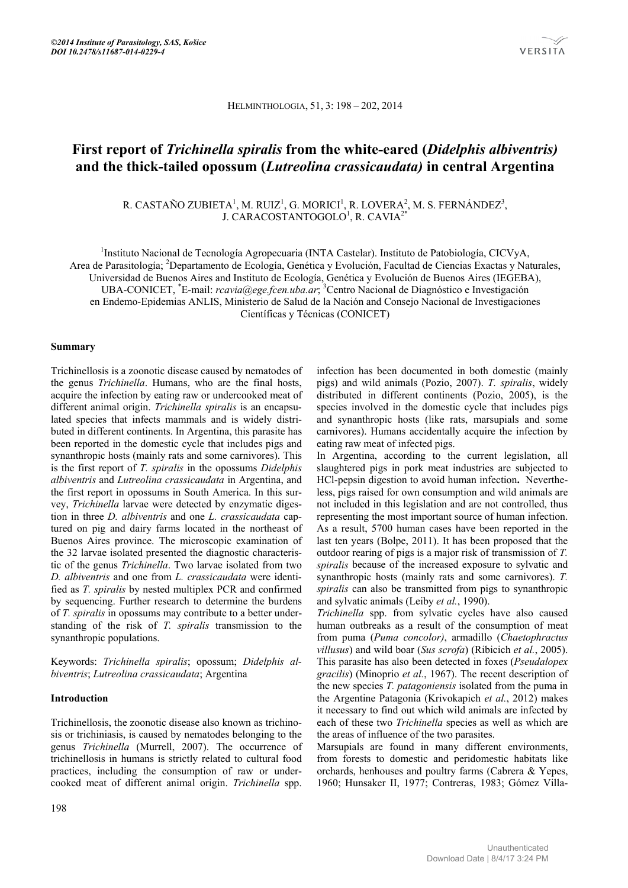# First report of *Trichinella spiralis* from the white-eared (*Didelphis albiventris)* and the thick-tailed opossum (*Lutreolina crassicaudata)* in central Argentina

R. CASTAÑO ZUBIETA[1], M. RUIZ[1], G. MORICI[1], R. LOVERA[2], M. S. FERNÁNDEZ[3], J. CARACOSTANTOGOLO[1], R. CAVIA[2*]

[1]Instituto Nacional de Tecnología Agropecuaria (INTA Castelar). Instituto de Patobiología, CICVyA, Area de Parasitología; [2]Departamento de Ecología, Genética y Evolución, Facultad de Ciencias Exactas y Naturales, Universidad de Buenos Aires and Instituto de Ecología, Genética y Evolución de Buenos Aires (IEGEBA), UBA-CONICET, [*]E-mail: *rcavia@ege.fcen.uba.ar*; [3]Centro Nacional de Diagnóstico e Investigación en Endemo-Epidemias ANLIS, Ministerio de Salud de la Nación and Consejo Nacional de Investigaciones Científicas y Técnicas (CONICET)

## Summary

Trichinellosis is a zoonotic disease caused by nematodes of the genus *Trichinella*. Humans, who are the final hosts, acquire the infection by eating raw or undercooked meat of different animal origin. *Trichinella spiralis* is an encapsulated species that infects mammals and is widely distributed in different continents. In Argentina, this parasite has been reported in the domestic cycle that includes pigs and synanthropic hosts (mainly rats and some carnivores). This is the first report of *T. spiralis* in the opossums *Didelphis albiventris* and *Lutreolina crassicaudata* in Argentina, and the first report in opossums in South America. In this survey, *Trichinella* larvae were detected by enzymatic digestion in three *D. albiventris* and one *L. crassicaudata* captured on pig and dairy farms located in the northeast of Buenos Aires province. The microscopic examination of the 32 larvae isolated presented the diagnostic characteristic of the genus *Trichinella*. Two larvae isolated from two *D. albiventris* and one from *L. crassicaudata* were identified as *T. spiralis* by nested multiplex PCR and confirmed by sequencing. Further research to determine the burdens of *T. spiralis* in opossums may contribute to a better understanding of the risk of *T. spiralis* transmission to the synanthropic populations.

Keywords: *Trichinella spiralis*; opossum; *Didelphis albiventris*; *Lutreolina crassicaudata*; Argentina

## Introduction

Trichinellosis, the zoonotic disease also known as trichinosis or trichiniasis, is caused by nematodes belonging to the genus *Trichinella* (Murrell, 2007). The occurrence of trichinellosis in humans is strictly related to cultural food practices, including the consumption of raw or undercooked meat of different animal origin. *Trichinella* spp. infection has been documented in both domestic (mainly pigs) and wild animals (Pozio, 2007). *T. spiralis*, widely distributed in different continents (Pozio, 2005), is the species involved in the domestic cycle that includes pigs and synanthropic hosts (like rats, marsupials and some carnivores). Humans accidentally acquire the infection by eating raw meat of infected pigs.

In Argentina, according to the current legislation, all slaughtered pigs in pork meat industries are subjected to HCl-pepsin digestion to avoid human infection**.** Nevertheless, pigs raised for own consumption and wild animals are not included in this legislation and are not controlled, thus representing the most important source of human infection. As a result, 5700 human cases have been reported in the last ten years (Bolpe, 2011). It has been proposed that the outdoor rearing of pigs is a major risk of transmission of *T. spiralis* because of the increased exposure to sylvatic and synanthropic hosts (mainly rats and some carnivores). *T. spiralis* can also be transmitted from pigs to synanthropic and sylvatic animals (Leiby *et al.*, 1990).

*Trichinella* spp. from sylvatic cycles have also caused human outbreaks as a result of the consumption of meat from puma (*Puma concolor)*, armadillo (*Chaetophractus villusus*) and wild boar (*Sus scrofa*) (Ribicich *et al.*, 2005). This parasite has also been detected in foxes (*Pseudalopex gracilis*) (Minoprio *et al.*, 1967). The recent description of the new species *T. patagoniensis* isolated from the puma in the Argentine Patagonia (Krivokapich *et al.*, 2012) makes it necessary to find out which wild animals are infected by each of these two *Trichinella* species as well as which are the areas of influence of the two parasites.

Marsupials are found in many different environments, from forests to domestic and peridomestic habitats like orchards, henhouses and poultry farms (Cabrera & Yepes, 1960; Hunsaker II, 1977; Contreras, 1983; Gómez Villa-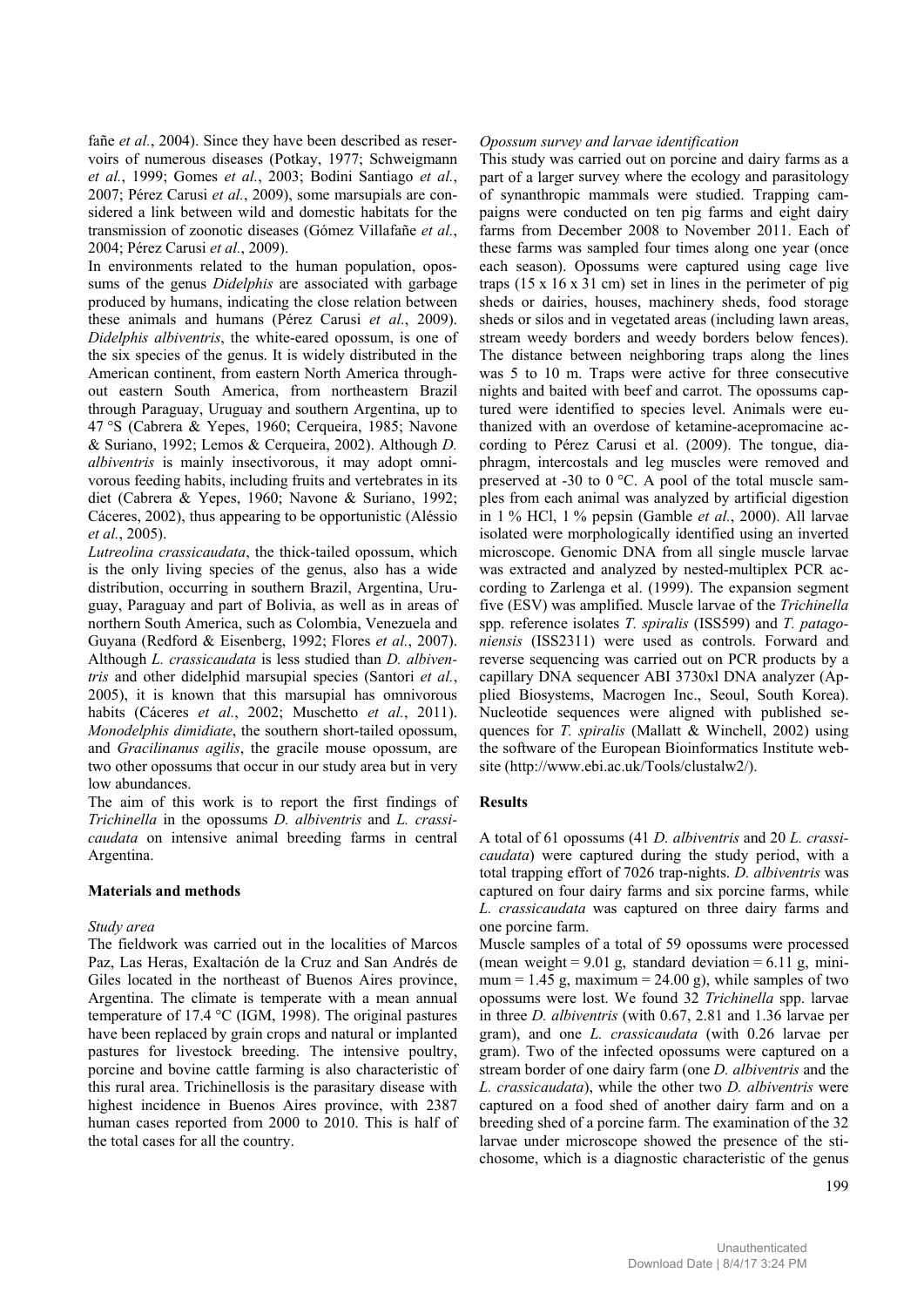fañe *et al.*, 2004). Since they have been described as reservoirs of numerous diseases (Potkay, 1977; Schweigmann *et al.*, 1999; Gomes *et al.*, 2003; Bodini Santiago *et al.*, 2007; Pérez Carusi *et al.*, 2009), some marsupials are considered a link between wild and domestic habitats for the transmission of zoonotic diseases (Gómez Villafañe *et al.*, 2004; Pérez Carusi *et al.*, 2009).

In environments related to the human population, opossums of the genus *Didelphis* are associated with garbage produced by humans, indicating the close relation between these animals and humans (Pérez Carusi *et al.*, 2009). *Didelphis albiventris*, the white-eared opossum, is one of the six species of the genus. It is widely distributed in the American continent, from eastern North America throughout eastern South America, from northeastern Brazil through Paraguay, Uruguay and southern Argentina, up to 47 °S (Cabrera & Yepes, 1960; Cerqueira, 1985; Navone & Suriano, 1992; Lemos & Cerqueira, 2002). Although *D. albiventris* is mainly insectivorous, it may adopt omnivorous feeding habits, including fruits and vertebrates in its diet (Cabrera & Yepes, 1960; Navone & Suriano, 1992; Cáceres, 2002), thus appearing to be opportunistic (Aléssio *et al.*, 2005).

*Lutreolina crassicaudata*, the thick-tailed opossum, which is the only living species of the genus, also has a wide distribution, occurring in southern Brazil, Argentina, Uruguay, Paraguay and part of Bolivia, as well as in areas of northern South America, such as Colombia, Venezuela and Guyana (Redford & Eisenberg, 1992; Flores *et al.*, 2007). Although *L. crassicaudata* is less studied than *D. albiventris* and other didelphid marsupial species (Santori *et al.*, 2005), it is known that this marsupial has omnivorous habits (Cáceres *et al.*, 2002; Muschetto *et al.*, 2011). *Monodelphis dimidiate*, the southern short-tailed opossum, and *Gracilinanus agilis*, the gracile mouse opossum, are two other opossums that occur in our study area but in very low abundances.

The aim of this work is to report the first findings of *Trichinella* in the opossums *D. albiventris* and *L. crassicaudata* on intensive animal breeding farms in central Argentina.

## Materials and methods

### *Study area*

The fieldwork was carried out in the localities of Marcos Paz, Las Heras, Exaltación de la Cruz and San Andrés de Giles located in the northeast of Buenos Aires province, Argentina. The climate is temperate with a mean annual temperature of 17.4 °C (IGM, 1998). The original pastures have been replaced by grain crops and natural or implanted pastures for livestock breeding. The intensive poultry, porcine and bovine cattle farming is also characteristic of this rural area. Trichinellosis is the parasitary disease with highest incidence in Buenos Aires province, with 2387 human cases reported from 2000 to 2010. This is half of the total cases for all the country.

### *Opossum survey and larvae identification*

This study was carried out on porcine and dairy farms as a part of a larger survey where the ecology and parasitology of synanthropic mammals were studied. Trapping campaigns were conducted on ten pig farms and eight dairy farms from December 2008 to November 2011. Each of these farms was sampled four times along one year (once each season). Opossums were captured using cage live traps (15 x 16 x 31 cm) set in lines in the perimeter of pig sheds or dairies, houses, machinery sheds, food storage sheds or silos and in vegetated areas (including lawn areas, stream weedy borders and weedy borders below fences). The distance between neighboring traps along the lines was 5 to 10 m. Traps were active for three consecutive nights and baited with beef and carrot. The opossums captured were identified to species level. Animals were euthanized with an overdose of ketamine-acepromacine according to Pérez Carusi et al. (2009). The tongue, diaphragm, intercostals and leg muscles were removed and preserved at -30 to 0 °C. A pool of the total muscle samples from each animal was analyzed by artificial digestion in 1 % HCl, 1 % pepsin (Gamble *et al.*, 2000). All larvae isolated were morphologically identified using an inverted microscope. Genomic DNA from all single muscle larvae was extracted and analyzed by nested-multiplex PCR according to Zarlenga et al. (1999). The expansion segment five (ESV) was amplified. Muscle larvae of the *Trichinella* spp. reference isolates *T. spiralis* (ISS599) and *T. patagoniensis* (ISS2311) were used as controls. Forward and reverse sequencing was carried out on PCR products by a capillary DNA sequencer ABI 3730xl DNA analyzer (Applied Biosystems, Macrogen Inc., Seoul, South Korea). Nucleotide sequences were aligned with published sequences for *T. spiralis* (Mallatt & Winchell, 2002) using the software of the European Bioinformatics Institute website (http://www.ebi.ac.uk/Tools/clustalw2/).

## Results

A total of 61 opossums (41 *D. albiventris* and 20 *L. crassicaudata*) were captured during the study period, with a total trapping effort of 7026 trap-nights. *D. albiventris* was captured on four dairy farms and six porcine farms, while *L. crassicaudata* was captured on three dairy farms and one porcine farm.

Muscle samples of a total of 59 opossums were processed (mean weight = 9.01 g, standard deviation = 6.11 g, minimum = 1.45 g, maximum = 24.00 g), while samples of two opossums were lost. We found 32 *Trichinella* spp. larvae in three *D. albiventris* (with 0.67, 2.81 and 1.36 larvae per gram), and one *L. crassicaudata* (with 0.26 larvae per gram). Two of the infected opossums were captured on a stream border of one dairy farm (one *D. albiventris* and the *L. crassicaudata*), while the other two *D. albiventris* were captured on a food shed of another dairy farm and on a breeding shed of a porcine farm. The examination of the 32 larvae under microscope showed the presence of the stichosome, which is a diagnostic characteristic of the genus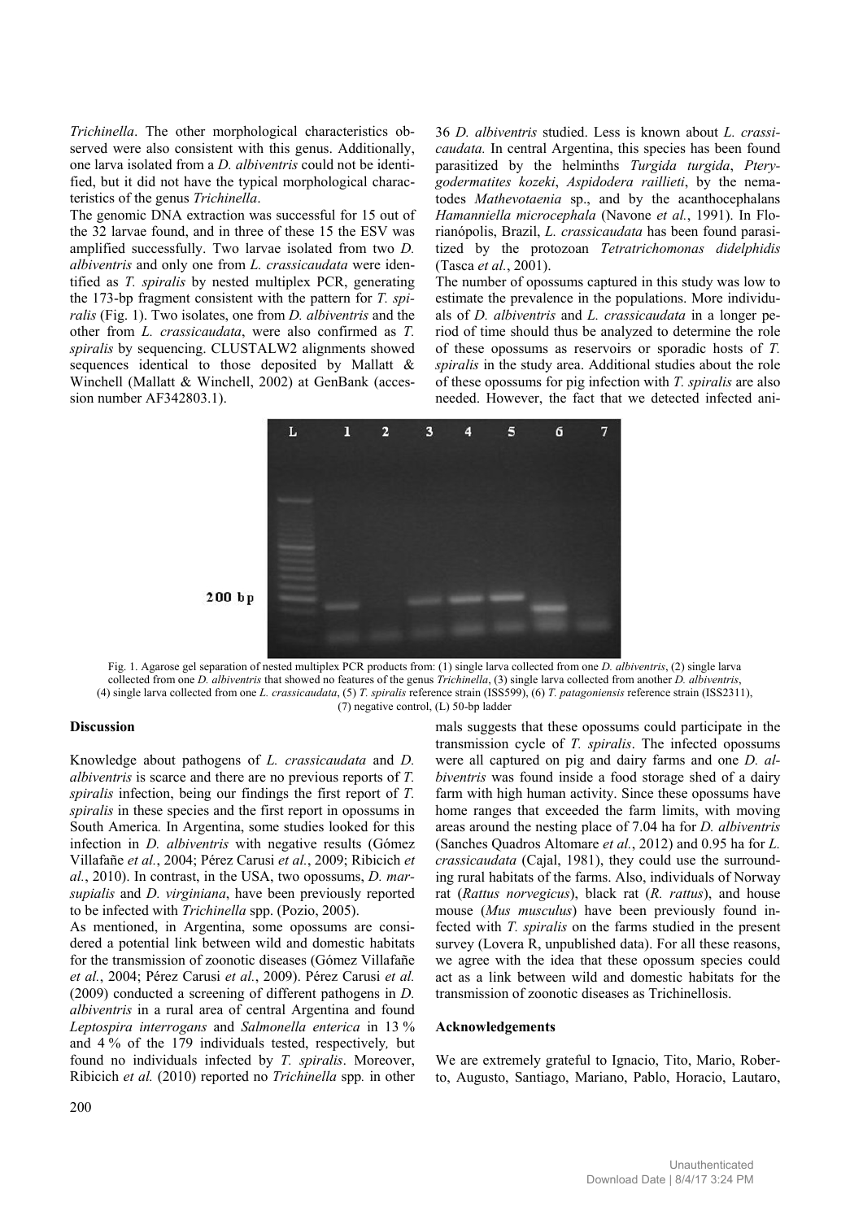*Trichinella*. The other morphological characteristics observed were also consistent with this genus. Additionally, one larva isolated from a *D. albiventris* could not be identified, but it did not have the typical morphological characteristics of the genus *Trichinella*.

The genomic DNA extraction was successful for 15 out of the 32 larvae found, and in three of these 15 the ESV was amplified successfully. Two larvae isolated from two *D. albiventris* and only one from *L. crassicaudata* were identified as *T. spiralis* by nested multiplex PCR, generating the 173-bp fragment consistent with the pattern for *T. spiralis* (Fig. 1). Two isolates, one from *D. albiventris* and the other from *L. crassicaudata*, were also confirmed as *T. spiralis* by sequencing. CLUSTALW2 alignments showed sequences identical to those deposited by Mallatt & Winchell (Mallatt & Winchell, 2002) at GenBank (accession number AF342803.1).

36 *D. albiventris* studied. Less is known about *L. crassicaudata.* In central Argentina, this species has been found parasitized by the helminths *Turgida turgida*, *Pterygodermatites kozeki*, *Aspidodera raillieti*, by the nematodes *Mathevotaenia* sp., and by the acanthocephalans *Hamanniella microcephala* (Navone *et al.*, 1991). In Florianópolis, Brazil, *L. crassicaudata* has been found parasitized by the protozoan *Tetratrichomonas didelphidis* (Tasca *et al.*, 2001).

The number of opossums captured in this study was low to estimate the prevalence in the populations. More individuals of *D. albiventris* and *L. crassicaudata* in a longer period of time should thus be analyzed to determine the role of these opossums as reservoirs or sporadic hosts of *T. spiralis* in the study area. Additional studies about the role of these opossums for pig infection with *T. spiralis* are also needed. However, the fact that we detected infected animals suggests that these opossums could participate in the transmission cycle of *T. spiralis*. The infected opossums were all captured on pig and dairy farms and one *D. albiventris* was found inside a food storage shed of a dairy farm with high human activity. Since these opossums have home ranges that exceeded the farm limits, with moving areas around the nesting place of 7.04 ha for *D. albiventris* (Sanches Quadros Altomare *et al.*, 2012) and 0.95 ha for *L. crassicaudata* (Cajal, 1981), they could use the surrounding rural habitats of the farms. Also, individuals of Norway rat (*Rattus norvegicus*), black rat (*R. rattus*), and house mouse (*Mus musculus*) have been previously found infected with *T. spiralis* on the farms studied in the present survey (Lovera R, unpublished data). For all these reasons, we agree with the idea that these opossum species could act as a link between wild and domestic habitats for the transmission of zoonotic diseases as Trichinellosis.

Fig. 1. Agarose gel separation of nested multiplex PCR products from: (1) single larva collected from one *D. albiventris*, (2) single larva collected from one *D. albiventris* that showed no features of the genus *Trichinella*, (3) single larva collected from another *D. albiventris*, (4) single larva collected from one *L. crassicaudata*, (5) *T. spiralis* reference strain (ISS599), (6) *T. patagoniensis* reference strain (ISS2311), (7) negative control, (L) 50-bp ladder

## Discussion

Knowledge about pathogens of *L. crassicaudata* and *D. albiventris* is scarce and there are no previous reports of *T. spiralis* infection, being our findings the first report of *T. spiralis* in these species and the first report in opossums in South America. In Argentina, some studies looked for this infection in *D. albiventris* with negative results (Gómez Villafañe *et al.*, 2004; Pérez Carusi *et al.*, 2009; Ribicich *et al.*, 2010). In contrast, in the USA, two opossums, *D. marsupialis* and *D. virginiana*, have been previously reported to be infected with *Trichinella* spp. (Pozio, 2005).

As mentioned, in Argentina, some opossums are considered a potential link between wild and domestic habitats for the transmission of zoonotic diseases (Gómez Villafañe *et al.*, 2004; Pérez Carusi *et al.*, 2009). Pérez Carusi *et al.* (2009) conducted a screening of different pathogens in *D. albiventris* in a rural area of central Argentina and found *Leptospira interrogans* and *Salmonella enterica* in 13 % and 4 % of the 179 individuals tested, respectively*,* but found no individuals infected by *T. spiralis*. Moreover, Ribicich *et al.* (2010) reported no *Trichinella* spp*.* in other

## Acknowledgements

We are extremely grateful to Ignacio, Tito, Mario, Roberto, Augusto, Santiago, Mariano, Pablo, Horacio, Lautaro,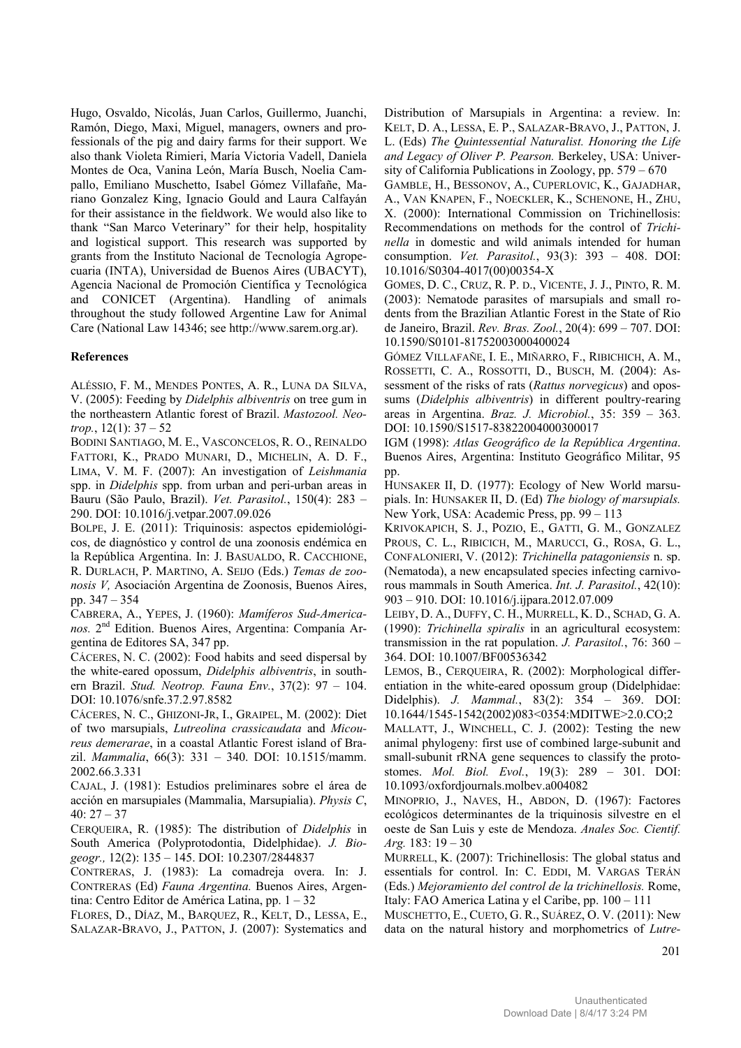Hugo, Osvaldo, Nicolás, Juan Carlos, Guillermo, Juanchi, Ramón, Diego, Maxi, Miguel, managers, owners and professionals of the pig and dairy farms for their support. We also thank Violeta Rimieri, María Victoria Vadell, Daniela Montes de Oca, Vanina León, María Busch, Noelia Campallo, Emiliano Muschetto, Isabel Gómez Villafañe, Mariano Gonzalez King, Ignacio Gould and Laura Calfayán for their assistance in the fieldwork. We would also like to thank "San Marco Veterinary" for their help, hospitality and logistical support. This research was supported by grants from the Instituto Nacional de Tecnología Agropecuaria (INTA), Universidad de Buenos Aires (UBACYT), Agencia Nacional de Promoción Científica y Tecnológica and CONICET (Argentina). Handling of animals throughout the study followed Argentine Law for Animal Care (National Law 14346; see http://www.sarem.org.ar).

## References

ALÉSSIO, F. M., MENDES PONTES, A. R., LUNA DA SILVA, V. (2005): Feeding by *Didelphis albiventris* on tree gum in the northeastern Atlantic forest of Brazil. *Mastozool. Neotrop.*, 12(1): 37 – 52

BODINI SANTIAGO, M. E., VASCONCELOS, R. O., REINALDO FATTORI, K., PRADO MUNARI, D., MICHELIN, A. D. F., LIMA, V. M. F. (2007): An investigation of *Leishmania* spp. in *Didelphis* spp. from urban and peri-urban areas in Bauru (São Paulo, Brazil). *Vet. Parasitol.*, 150(4): 283 – 290. DOI: 10.1016/j.vetpar.2007.09.026

BOLPE, J. E. (2011): Triquinosis: aspectos epidemiológicos, de diagnóstico y control de una zoonosis endémica en la República Argentina. In: J. BASUALDO, R. CACCHIONE, R. DURLACH, P. MARTINO, A. SEIJO (Eds.) *Temas de zoonosis V,* Asociación Argentina de Zoonosis, Buenos Aires, pp. 347 – 354

CABRERA, A., YEPES, J. (1960): *Mamíferos Sud-Americanos.* 2nd Edition. Buenos Aires, Argentina: Companía Argentina de Editores SA, 347 pp.

CÁCERES, N. C. (2002): Food habits and seed dispersal by the white-eared opossum, *Didelphis albiventris*, in southern Brazil. *Stud. Neotrop. Fauna Env.*, 37(2): 97 – 104. DOI: 10.1076/snfe.37.2.97.8582

CÁCERES, N. C., GHIZONI-JR, I., GRAIPEL, M. (2002): Diet of two marsupials, *Lutreolina crassicaudata* and *Micoureus demerarae*, in a coastal Atlantic Forest island of Brazil. *Mammalia*, 66(3): 331 – 340. DOI: 10.1515/mamm.2002.66.3.331

CAJAL, J. (1981): Estudios preliminares sobre el área de acción en marsupiales (Mammalia, Marsupialia). *Physis C*, 40: 27 – 37

CERQUEIRA, R. (1985): The distribution of *Didelphis* in South America (Polyprotodontia, Didelphidae). *J. Biogeogr.,* 12(2): 135 – 145. DOI: 10.2307/2844837

CONTRERAS, J. (1983): La comadreja overa. In: J. CONTRERAS (Ed) *Fauna Argentina.* Buenos Aires, Argentina: Centro Editor de América Latina, pp. 1 – 32

FLORES, D., DÍAZ, M., BARQUEZ, R., KELT, D., LESSA, E., SALAZAR-BRAVO, J., PATTON, J. (2007): Systematics and Distribution of Marsupials in Argentina: a review. In: KELT, D. A., LESSA, E. P., SALAZAR-BRAVO, J., PATTON, J. L. (Eds) *The Quintessential Naturalist. Honoring the Life and Legacy of Oliver P. Pearson.* Berkeley, USA: University of California Publications in Zoology, pp. 579 – 670

GAMBLE, H., BESSONOV, A., CUPERLOVIC, K., GAJADHAR, A., VAN KNAPEN, F., NOECKLER, K., SCHENONE, H., ZHU, X. (2000): International Commission on Trichinellosis: Recommendations on methods for the control of *Trichinella* in domestic and wild animals intended for human consumption. *Vet. Parasitol.*, 93(3): 393 – 408. DOI: 10.1016/S0304-4017(00)00354-X

GOMES, D. C., CRUZ, R. P. D., VICENTE, J. J., PINTO, R. M. (2003): Nematode parasites of marsupials and small rodents from the Brazilian Atlantic Forest in the State of Rio de Janeiro, Brazil. *Rev. Bras. Zool.*, 20(4): 699 – 707. DOI: 10.1590/S0101-81752003000400024

GÓMEZ VILLAFAÑE, I. E., MIÑARRO, F., RIBICHICH, A. M., ROSSETTI, C. A., ROSSOTTI, D., BUSCH, M. (2004): Assessment of the risks of rats (*Rattus norvegicus*) and opossums (*Didelphis albiventris*) in different poultry-rearing areas in Argentina. *Braz. J. Microbiol.*, 35: 359 – 363. DOI: 10.1590/S1517-83822004000300017

IGM (1998): *Atlas Geográfico de la República Argentina*. Buenos Aires, Argentina: Instituto Geográfico Militar, 95 pp.

HUNSAKER II, D. (1977): Ecology of New World marsupials. In: HUNSAKER II, D. (Ed) *The biology of marsupials.* New York, USA: Academic Press, pp. 99 – 113

KRIVOKAPICH, S. J., POZIO, E., GATTI, G. M., GONZALEZ PROUS, C. L., RIBICICH, M., MARUCCI, G., ROSA, G. L., CONFALONIERI, V. (2012): *Trichinella patagoniensis* n. sp. (Nematoda), a new encapsulated species infecting carnivorous mammals in South America. *Int. J. Parasitol.*, 42(10): 903 – 910. DOI: 10.1016/j.ijpara.2012.07.009

LEIBY, D. A., DUFFY, C. H., MURRELL, K. D., SCHAD, G. A. (1990): *Trichinella spiralis* in an agricultural ecosystem: transmission in the rat population. *J. Parasitol.*, 76: 360 – 364. DOI: 10.1007/BF00536342

LEMOS, B., CERQUEIRA, R. (2002): Morphological differentiation in the white-eared opossum group (Didelphidae: Didelphis). *J. Mammal.*, 83(2): 354 – 369. DOI: 10.1644/1545-1542(2002)083<0354:MDITWE>2.0.CO;2

MALLATT, J., WINCHELL, C. J. (2002): Testing the new animal phylogeny: first use of combined large-subunit and small-subunit rRNA gene sequences to classify the protostomes. *Mol. Biol. Evol.*, 19(3): 289 – 301. DOI: 10.1093/oxfordjournals.molbev.a004082

MINOPRIO, J., NAVES, H., ABDON, D. (1967): Factores ecológicos determinantes de la triquinosis silvestre en el oeste de San Luis y este de Mendoza. *Anales Soc. Cientif. Arg.* 183: 19 – 30

MURRELL, K. (2007): Trichinellosis: The global status and essentials for control. In: C. EDDI, M. VARGAS TERÁN (Eds.) *Mejoramiento del control de la trichinellosis.* Rome, Italy: FAO America Latina y el Caribe, pp. 100 – 111

MUSCHETTO, E., CUETO, G. R., SUÁREZ, O. V. (2011): New data on the natural history and morphometrics of *Lutre-*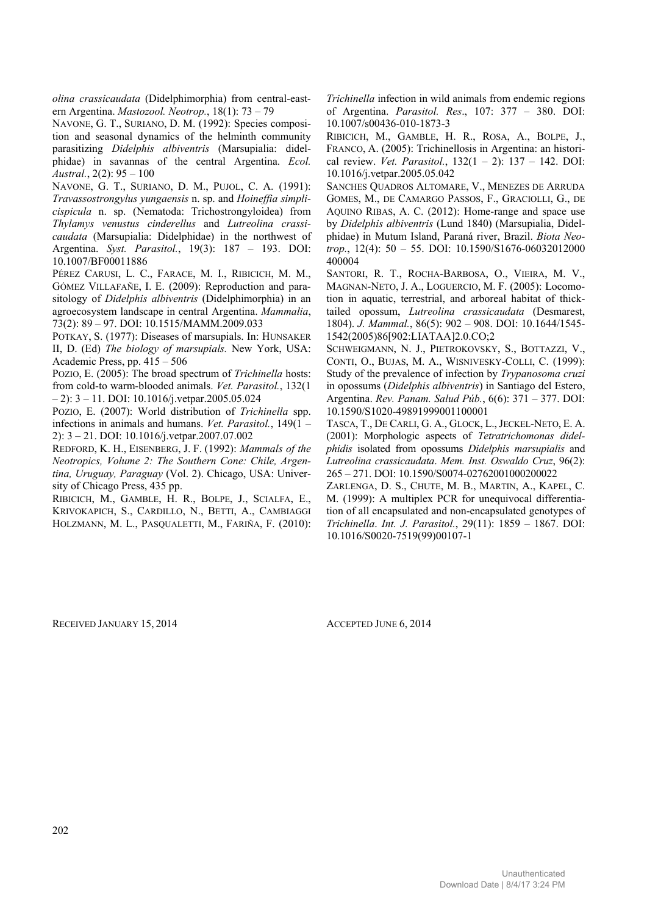*olina crassicaudata* (Didelphimorphia) from central-eastern Argentina. *Mastozool. Neotrop.*, 18(1): 73 – 79

NAVONE, G. T., SURIANO, D. M. (1992): Species composition and seasonal dynamics of the helminth community parasitizing *Didelphis albiventris* (Marsupialia: didelphidae) in savannas of the central Argentina. *Ecol. Austral.*, 2(2): 95 – 100

NAVONE, G. T., SURIANO, D. M., PUJOL, C. A. (1991): *Travassostrongylus yungaensis* n. sp. and *Hoineffia simplicispicula* n. sp. (Nematoda: Trichostrongyloidea) from *Thylamys venustus cinderellus* and *Lutreolina crassicaudata* (Marsupialia: Didelphidae) in the northwest of Argentina. *Syst. Parasitol.*, 19(3): 187 – 193. DOI: 10.1007/BF00011886

PÉREZ CARUSI, L. C., FARACE, M. I., RIBICICH, M. M., GÓMEZ VILLAFAÑE, I. E. (2009): Reproduction and parasitology of *Didelphis albiventris* (Didelphimorphia) in an agroecosystem landscape in central Argentina. *Mammalia*, 73(2): 89 – 97. DOI: 10.1515/MAMM.2009.033

POTKAY, S. (1977): Diseases of marsupials. In: HUNSAKER II, D. (Ed) *The biology of marsupials.* New York, USA: Academic Press, pp. 415 – 506

POZIO, E. (2005): The broad spectrum of *Trichinella* hosts: from cold-to warm-blooded animals. *Vet. Parasitol.*, 132(1 – 2): 3 – 11. DOI: 10.1016/j.vetpar.2005.05.024

POZIO, E. (2007): World distribution of *Trichinella* spp. infections in animals and humans. *Vet. Parasitol.*, 149(1 – 2): 3 – 21. DOI: 10.1016/j.vetpar.2007.07.002

REDFORD, K. H., EISENBERG, J. F. (1992): *Mammals of the Neotropics, Volume 2: The Southern Cone: Chile, Argentina, Uruguay, Paraguay* (Vol. 2). Chicago, USA: University of Chicago Press, 435 pp.

RIBICICH, M., GAMBLE, H. R., BOLPE, J., SCIALFA, E., KRIVOKAPICH, S., CARDILLO, N., BETTI, A., CAMBIAGGI HOLZMANN, M. L., PASQUALETTI, M., FARIÑA, F. (2010): *Trichinella* infection in wild animals from endemic regions of Argentina. *Parasitol. Res*., 107: 377 – 380. DOI: 10.1007/s00436-010-1873-3

RIBICICH, M., GAMBLE, H. R., ROSA, A., BOLPE, J., FRANCO, A. (2005): Trichinellosis in Argentina: an historical review. *Vet. Parasitol.*, 132(1 – 2): 137 – 142. DOI: 10.1016/j.vetpar.2005.05.042

SANCHES QUADROS ALTOMARE, V., MENEZES DE ARRUDA GOMES, M., DE CAMARGO PASSOS, F., GRACIOLLI, G., DE AQUINO RIBAS, A. C. (2012): Home-range and space use by *Didelphis albiventris* (Lund 1840) (Marsupialia, Didelphidae) in Mutum Island, Paraná river, Brazil. *Biota Neotrop.*, 12(4): 50 – 55. DOI: 10.1590/S1676-06032012000400004

SANTORI, R. T., ROCHA-BARBOSA, O., VIEIRA, M. V., MAGNAN-NETO, J. A., LOGUERCIO, M. F. (2005): Locomotion in aquatic, terrestrial, and arboreal habitat of thick-tailed opossum, *Lutreolina crassicaudata* (Desmarest, 1804). *J. Mammal.*, 86(5): 902 – 908. DOI: 10.1644/1545-1542(2005)86[902:LIATAA]2.0.CO;2

SCHWEIGMANN, N. J., PIETROKOVSKY, S., BOTTAZZI, V., CONTI, O., BUJAS, M. A., WISNIVESKY-COLLI, C. (1999): Study of the prevalence of infection by *Trypanosoma cruzi* in opossums (*Didelphis albiventris*) in Santiago del Estero, Argentina. *Rev. Panam. Salud Púb.*, 6(6): 371 – 377. DOI: 10.1590/S1020-49891999001100001

TASCA, T., DE CARLI, G. A., GLOCK, L., JECKEL-NETO, E. A. (2001): Morphologic aspects of *Tetratrichomonas didelphidis* isolated from opossums *Didelphis marsupialis* and *Lutreolina crassicaudata*. *Mem. Inst. Oswaldo Cruz*, 96(2): 265 – 271. DOI: 10.1590/S0074-02762001000200022

ZARLENGA, D. S., CHUTE, M. B., MARTIN, A., KAPEL, C. M. (1999): A multiplex PCR for unequivocal differentiation of all encapsulated and non-encapsulated genotypes of *Trichinella*. *Int. J. Parasitol.*, 29(11): 1859 – 1867. DOI: 10.1016/S0020-7519(99)00107-1

RECEIVED JANUARY 15, 2014

ACCEPTED JUNE 6, 2014